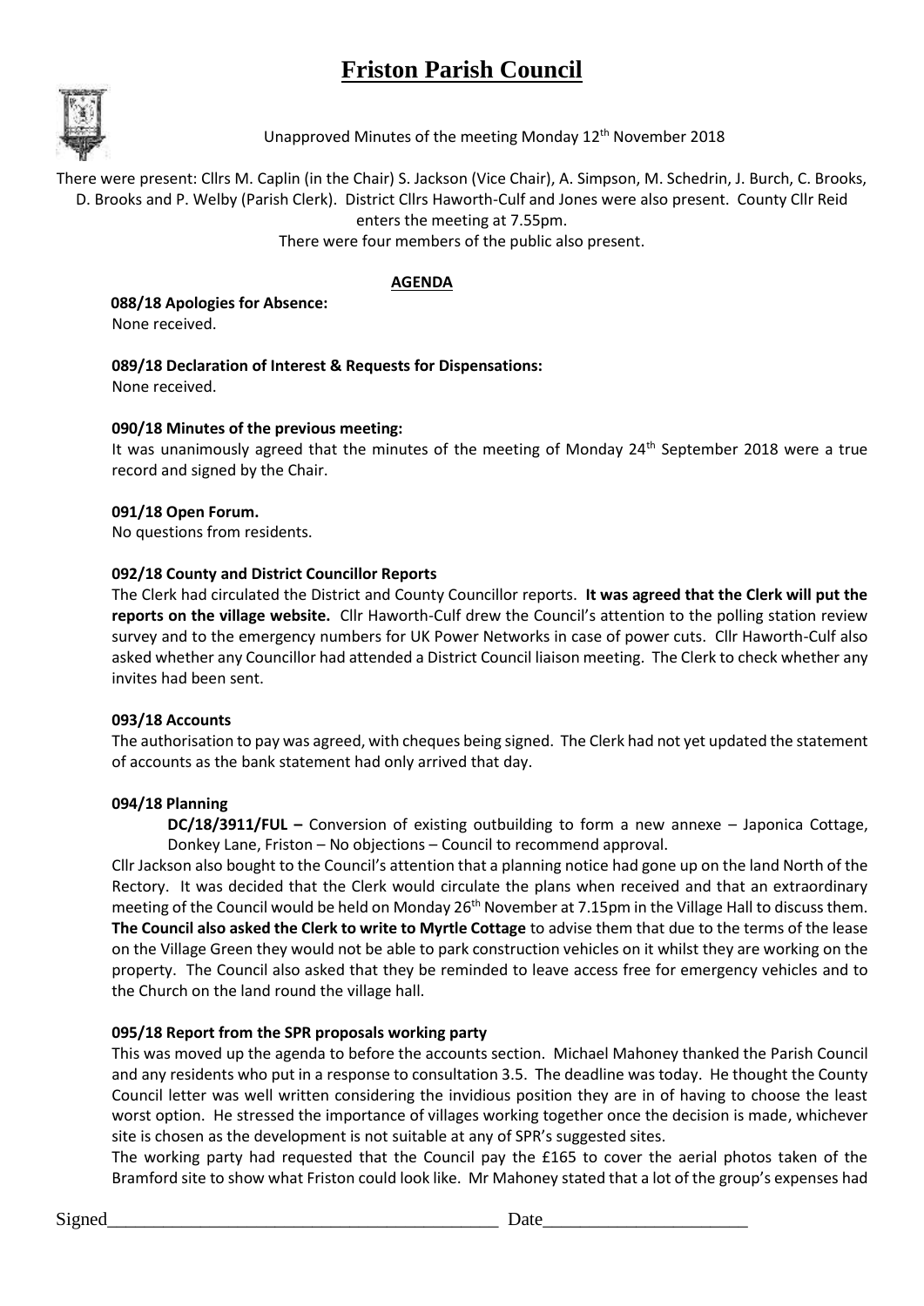# Friston Parish Council

Unapproved Minutes of the meeting Monday 12th November 2018

There were present: Cllrs M. Caplin (in the Chair) S. Jackson (Vice Chair), A. Simpson, M. Schedrin, J. Burch, C. Brooks, D. Brooks and P. Welby (Parish Clerk). District Cllrs Haworth-Culf and Jones were also present. County Cllr Reid enters the meeting at 7.55pm.
There were four members of the public also present.

## AGENDA

**088/18 Apologies for Absence:**
None received.

**089/18 Declaration of Interest & Requests for Dispensations:**
None received.

**090/18 Minutes of the previous meeting:**
It was unanimously agreed that the minutes of the meeting of Monday 24th September 2018 were a true record and signed by the Chair.

**091/18 Open Forum.**
No questions from residents.

**092/18 County and District Councillor Reports**
The Clerk had circulated the District and County Councillor reports. **It was agreed that the Clerk will put the reports on the village website.** Cllr Haworth-Culf drew the Council's attention to the polling station review survey and to the emergency numbers for UK Power Networks in case of power cuts. Cllr Haworth-Culf also asked whether any Councillor had attended a District Council liaison meeting. The Clerk to check whether any invites had been sent.

**093/18 Accounts**
The authorisation to pay was agreed, with cheques being signed. The Clerk had not yet updated the statement of accounts as the bank statement had only arrived that day.

**094/18 Planning**

**DC/18/3911/FUL –** Conversion of existing outbuilding to form a new annexe – Japonica Cottage, Donkey Lane, Friston – No objections – Council to recommend approval.

Cllr Jackson also bought to the Council's attention that a planning notice had gone up on the land North of the Rectory. It was decided that the Clerk would circulate the plans when received and that an extraordinary meeting of the Council would be held on Monday 26th November at 7.15pm in the Village Hall to discuss them. **The Council also asked the Clerk to write to Myrtle Cottage** to advise them that due to the terms of the lease on the Village Green they would not be able to park construction vehicles on it whilst they are working on the property. The Council also asked that they be reminded to leave access free for emergency vehicles and to the Church on the land round the village hall.

**095/18 Report from the SPR proposals working party**
This was moved up the agenda to before the accounts section. Michael Mahoney thanked the Parish Council and any residents who put in a response to consultation 3.5. The deadline was today. He thought the County Council letter was well written considering the invidious position they are in of having to choose the least worst option. He stressed the importance of villages working together once the decision is made, whichever site is chosen as the development is not suitable at any of SPR's suggested sites.
The working party had requested that the Council pay the £165 to cover the aerial photos taken of the Bramford site to show what Friston could look like. Mr Mahoney stated that a lot of the group's expenses had

Signed\_\_\_\_\_\_\_\_\_\_\_\_\_\_\_\_\_\_\_\_\_\_\_\_\_\_\_\_\_\_\_\_\_\_\_\_\_\_\_\_\_\_\_ Date\_\_\_\_\_\_\_\_\_\_\_\_\_\_\_\_\_\_\_\_\_\_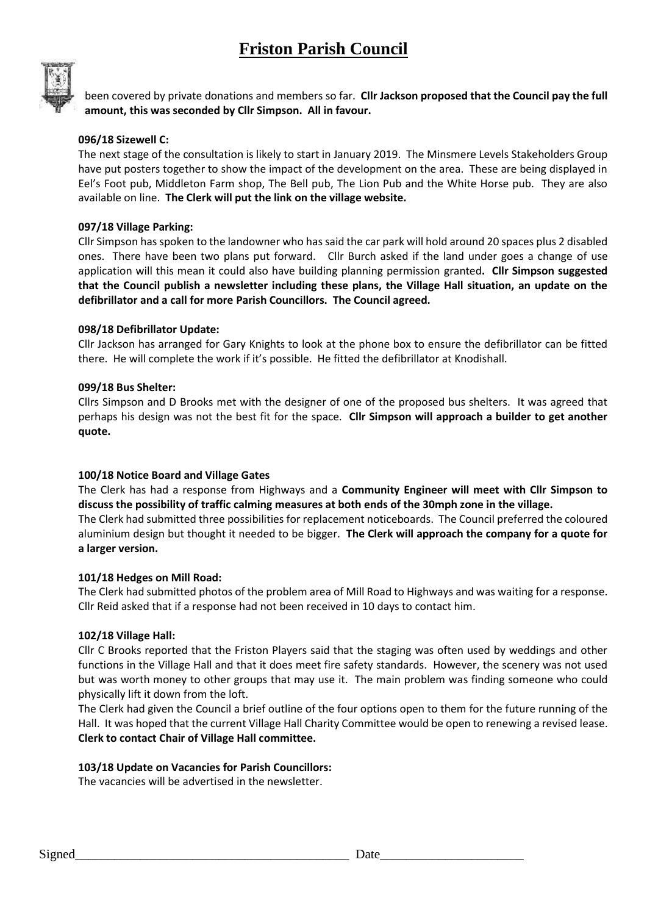# Friston Parish Council

been covered by private donations and members so far. **Cllr Jackson proposed that the Council pay the full amount, this was seconded by Cllr Simpson. All in favour.**

**096/18 Sizewell C:**

The next stage of the consultation is likely to start in January 2019. The Minsmere Levels Stakeholders Group have put posters together to show the impact of the development on the area. These are being displayed in Eel's Foot pub, Middleton Farm shop, The Bell pub, The Lion Pub and the White Horse pub. They are also available on line. **The Clerk will put the link on the village website.**

**097/18 Village Parking:**

Cllr Simpson has spoken to the landowner who has said the car park will hold around 20 spaces plus 2 disabled ones. There have been two plans put forward. Cllr Burch asked if the land under goes a change of use application will this mean it could also have building planning permission granted**. Cllr Simpson suggested that the Council publish a newsletter including these plans, the Village Hall situation, an update on the defibrillator and a call for more Parish Councillors. The Council agreed.**

**098/18 Defibrillator Update:**

Cllr Jackson has arranged for Gary Knights to look at the phone box to ensure the defibrillator can be fitted there. He will complete the work if it's possible. He fitted the defibrillator at Knodishall.

**099/18 Bus Shelter:**

Cllrs Simpson and D Brooks met with the designer of one of the proposed bus shelters. It was agreed that perhaps his design was not the best fit for the space. **Cllr Simpson will approach a builder to get another quote.**

**100/18 Notice Board and Village Gates**

The Clerk has had a response from Highways and a **Community Engineer will meet with Cllr Simpson to discuss the possibility of traffic calming measures at both ends of the 30mph zone in the village.**

The Clerk had submitted three possibilities for replacement noticeboards. The Council preferred the coloured aluminium design but thought it needed to be bigger. **The Clerk will approach the company for a quote for a larger version.**

**101/18 Hedges on Mill Road:**

The Clerk had submitted photos of the problem area of Mill Road to Highways and was waiting for a response. Cllr Reid asked that if a response had not been received in 10 days to contact him.

**102/18 Village Hall:**

Cllr C Brooks reported that the Friston Players said that the staging was often used by weddings and other functions in the Village Hall and that it does meet fire safety standards. However, the scenery was not used but was worth money to other groups that may use it. The main problem was finding someone who could physically lift it down from the loft.

The Clerk had given the Council a brief outline of the four options open to them for the future running of the Hall. It was hoped that the current Village Hall Charity Committee would be open to renewing a revised lease. **Clerk to contact Chair of Village Hall committee.**

**103/18 Update on Vacancies for Parish Councillors:**

The vacancies will be advertised in the newsletter.

Signed_________________________________________ Date_____________________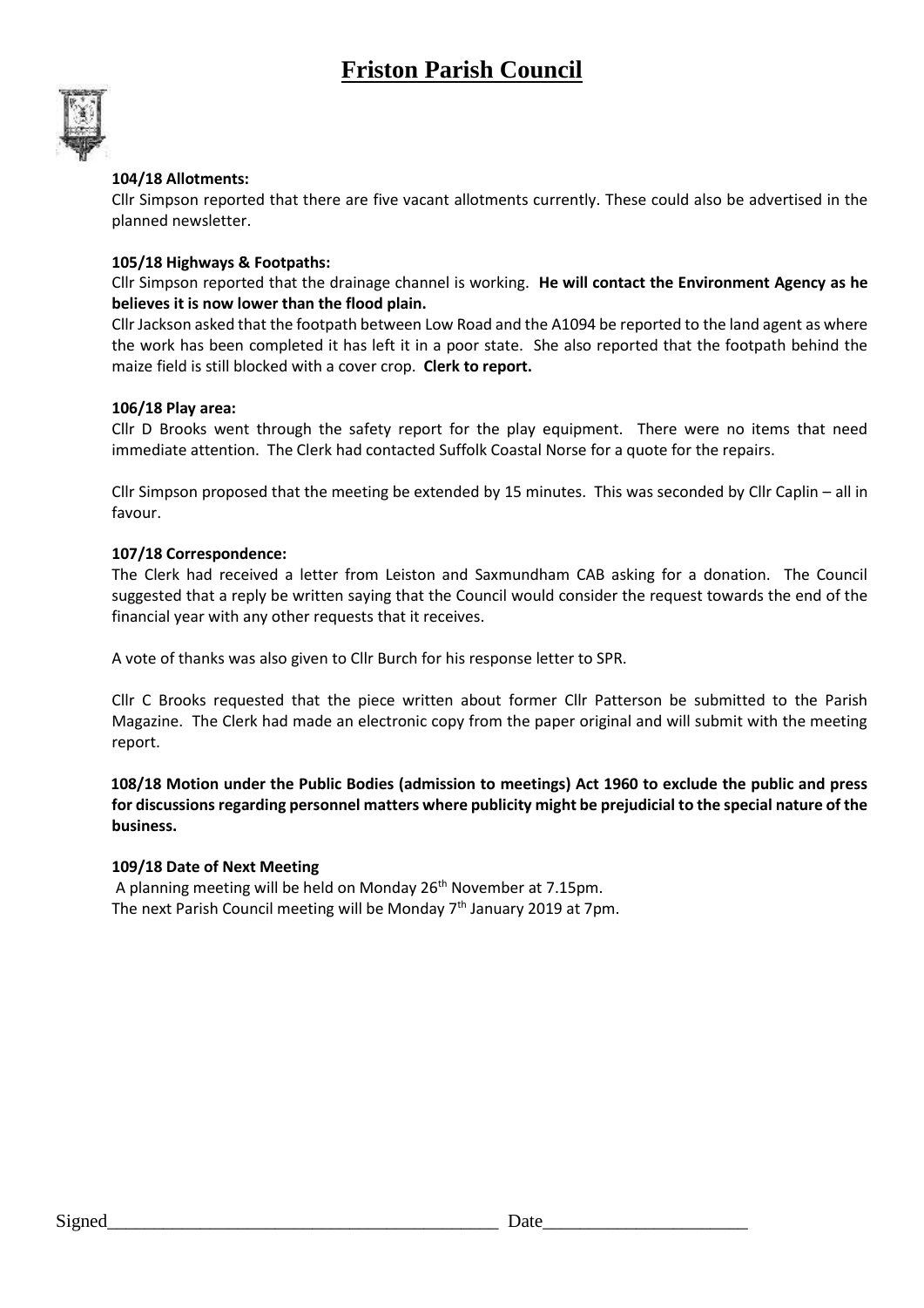# Friston Parish Council

**104/18 Allotments:**

Cllr Simpson reported that there are five vacant allotments currently. These could also be advertised in the planned newsletter.

**105/18 Highways & Footpaths:**

Cllr Simpson reported that the drainage channel is working. **He will contact the Environment Agency as he believes it is now lower than the flood plain.**

Cllr Jackson asked that the footpath between Low Road and the A1094 be reported to the land agent as where the work has been completed it has left it in a poor state. She also reported that the footpath behind the maize field is still blocked with a cover crop. **Clerk to report.**

**106/18 Play area:**

Cllr D Brooks went through the safety report for the play equipment. There were no items that need immediate attention. The Clerk had contacted Suffolk Coastal Norse for a quote for the repairs.

Cllr Simpson proposed that the meeting be extended by 15 minutes. This was seconded by Cllr Caplin – all in favour.

**107/18 Correspondence:**

The Clerk had received a letter from Leiston and Saxmundham CAB asking for a donation. The Council suggested that a reply be written saying that the Council would consider the request towards the end of the financial year with any other requests that it receives.

A vote of thanks was also given to Cllr Burch for his response letter to SPR.

Cllr C Brooks requested that the piece written about former Cllr Patterson be submitted to the Parish Magazine. The Clerk had made an electronic copy from the paper original and will submit with the meeting report.

**108/18 Motion under the Public Bodies (admission to meetings) Act 1960 to exclude the public and press for discussions regarding personnel matters where publicity might be prejudicial to the special nature of the business.**

**109/18 Date of Next Meeting**

A planning meeting will be held on Monday 26th November at 7.15pm.
The next Parish Council meeting will be Monday 7th January 2019 at 7pm.

Signed_____________________________________________ Date______________________